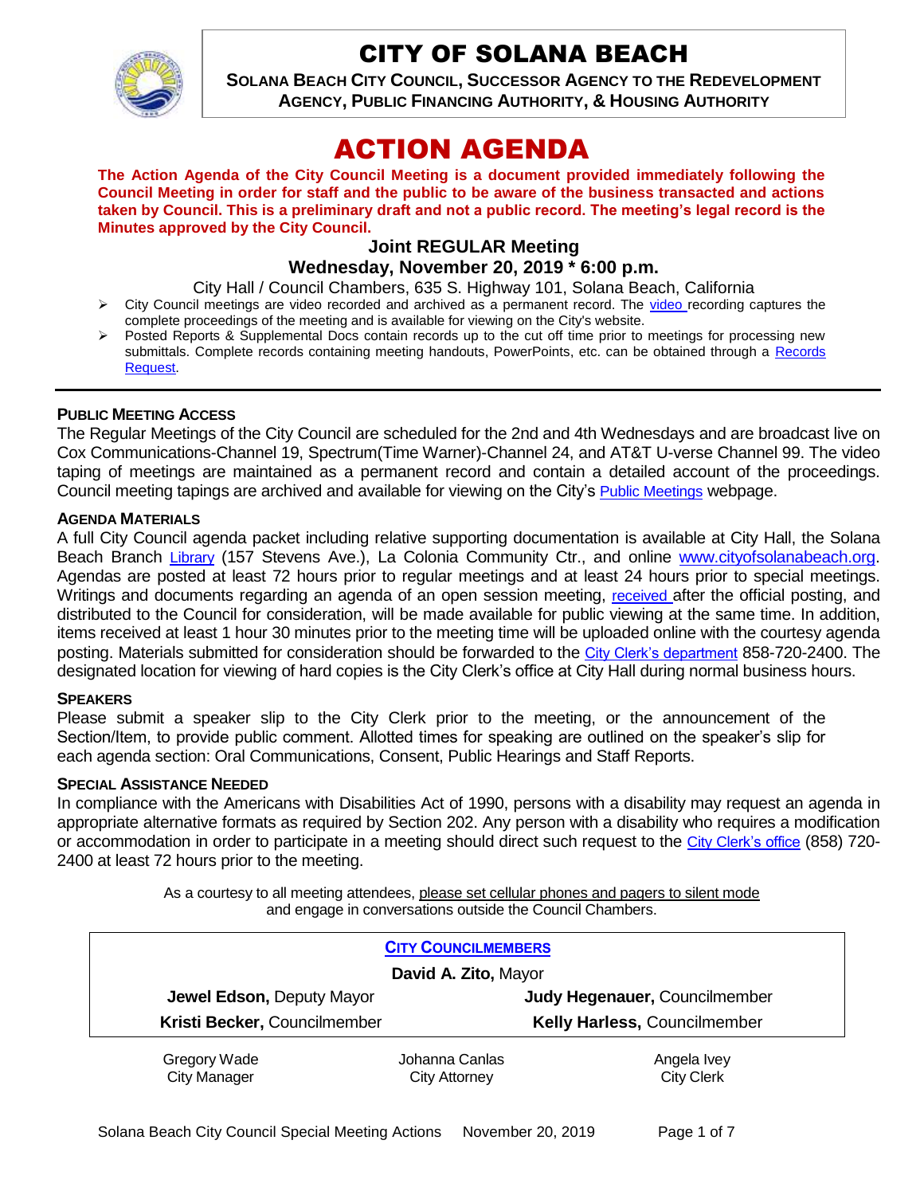# CITY OF SOLANA BEACH

**SOLANA BEACH CITY COUNCIL, SUCCESSOR AGENCY TO THE REDEVELOPMENT AGENCY, PUBLIC FINANCING AUTHORITY, & HOUSING AUTHORITY**

# ACTION AGENDA

**The Action Agenda of the City Council Meeting is a document provided immediately following the Council Meeting in order for staff and the public to be aware of the business transacted and actions taken by Council. This is a preliminary draft and not a public record. The meeting's legal record is the Minutes approved by the City Council.**

### Joint REGULAR Meeting
### Wednesday, November 20, 2019 * 6:00 p.m.

City Hall / Council Chambers, 635 S. Highway 101, Solana Beach, California

- City Council meetings are video recorded and archived as a permanent record. The video recording captures the complete proceedings of the meeting and is available for viewing on the City's website.
- Posted Reports & Supplemental Docs contain records up to the cut off time prior to meetings for processing new submittals. Complete records containing meeting handouts, PowerPoints, etc. can be obtained through a Records Request.

**PUBLIC MEETING ACCESS**

The Regular Meetings of the City Council are scheduled for the 2nd and 4th Wednesdays and are broadcast live on Cox Communications-Channel 19, Spectrum(Time Warner)-Channel 24, and AT&T U-verse Channel 99. The video taping of meetings are maintained as a permanent record and contain a detailed account of the proceedings. Council meeting tapings are archived and available for viewing on the City's Public Meetings webpage.

**AGENDA MATERIALS**

A full City Council agenda packet including relative supporting documentation is available at City Hall, the Solana Beach Branch Library (157 Stevens Ave.), La Colonia Community Ctr., and online www.cityofsolanabeach.org. Agendas are posted at least 72 hours prior to regular meetings and at least 24 hours prior to special meetings. Writings and documents regarding an agenda of an open session meeting, received after the official posting, and distributed to the Council for consideration, will be made available for public viewing at the same time. In addition, items received at least 1 hour 30 minutes prior to the meeting time will be uploaded online with the courtesy agenda posting. Materials submitted for consideration should be forwarded to the City Clerk's department 858-720-2400. The designated location for viewing of hard copies is the City Clerk's office at City Hall during normal business hours.

**SPEAKERS**

Please submit a speaker slip to the City Clerk prior to the meeting, or the announcement of the Section/Item, to provide public comment. Allotted times for speaking are outlined on the speaker's slip for each agenda section: Oral Communications, Consent, Public Hearings and Staff Reports.

**SPECIAL ASSISTANCE NEEDED**

In compliance with the Americans with Disabilities Act of 1990, persons with a disability may request an agenda in appropriate alternative formats as required by Section 202. Any person with a disability who requires a modification or accommodation in order to participate in a meeting should direct such request to the City Clerk's office (858) 720-2400 at least 72 hours prior to the meeting.

As a courtesy to all meeting attendees, please set cellular phones and pagers to silent mode and engage in conversations outside the Council Chambers.

**CITY COUNCILMEMBERS**

**David A. Zito,** Mayor

| | |
|---|---|
| **Jewel Edson,** Deputy Mayor | **Judy Hegenauer,** Councilmember |
| **Kristi Becker,** Councilmember | **Kelly Harless,** Councilmember |

| | | |
|---|---|---|
| Gregory Wade<br>City Manager | Johanna Canlas<br>City Attorney | Angela Ivey<br>City Clerk |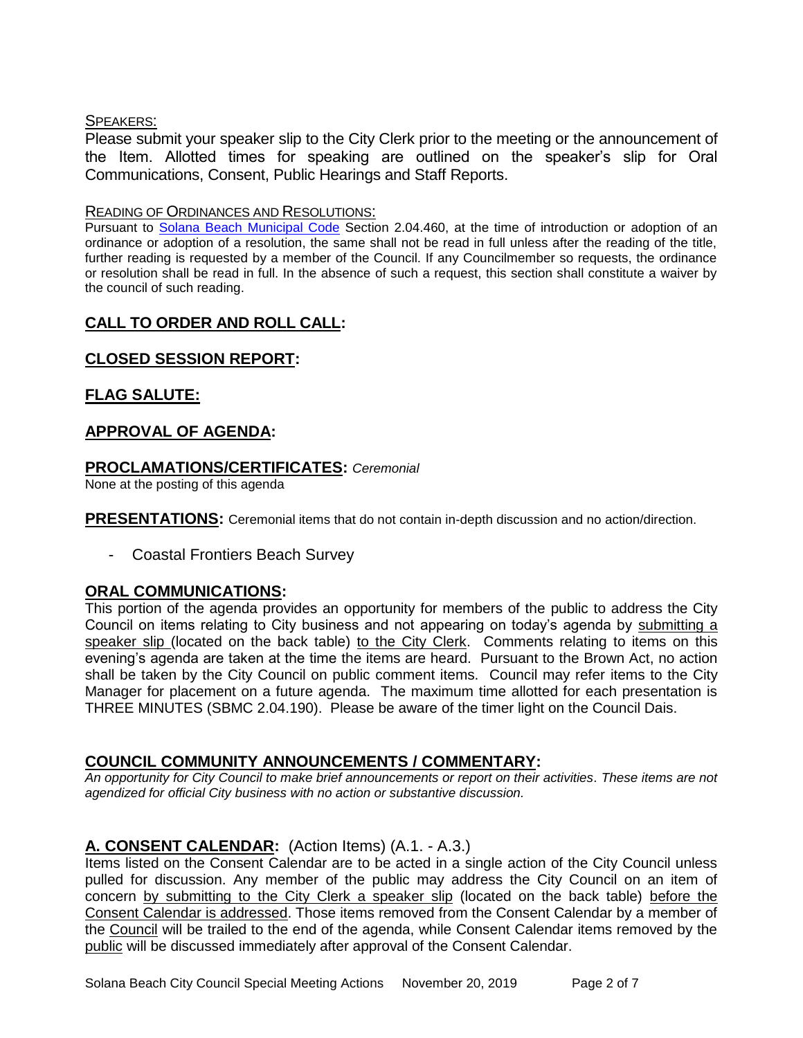SPEAKERS:

Please submit your speaker slip to the City Clerk prior to the meeting or the announcement of the Item. Allotted times for speaking are outlined on the speaker's slip for Oral Communications, Consent, Public Hearings and Staff Reports.

READING OF ORDINANCES AND RESOLUTIONS:

Pursuant to Solana Beach Municipal Code Section 2.04.460, at the time of introduction or adoption of an ordinance or adoption of a resolution, the same shall not be read in full unless after the reading of the title, further reading is requested by a member of the Council. If any Councilmember so requests, the ordinance or resolution shall be read in full. In the absence of such a request, this section shall constitute a waiver by the council of such reading.

## CALL TO ORDER AND ROLL CALL:

## CLOSED SESSION REPORT:

## FLAG SALUTE:

## APPROVAL OF AGENDA:

## PROCLAMATIONS/CERTIFICATES: *Ceremonial*

None at the posting of this agenda

**PRESENTATIONS:** Ceremonial items that do not contain in-depth discussion and no action/direction.

- Coastal Frontiers Beach Survey

## ORAL COMMUNICATIONS:

This portion of the agenda provides an opportunity for members of the public to address the City Council on items relating to City business and not appearing on today's agenda by submitting a speaker slip (located on the back table) to the City Clerk. Comments relating to items on this evening's agenda are taken at the time the items are heard. Pursuant to the Brown Act, no action shall be taken by the City Council on public comment items. Council may refer items to the City Manager for placement on a future agenda. The maximum time allotted for each presentation is THREE MINUTES (SBMC 2.04.190). Please be aware of the timer light on the Council Dais.

## COUNCIL COMMUNITY ANNOUNCEMENTS / COMMENTARY:

*An opportunity for City Council to make brief announcements or report on their activities. These items are not agendized for official City business with no action or substantive discussion.*

## A. CONSENT CALENDAR: (Action Items) (A.1. - A.3.)

Items listed on the Consent Calendar are to be acted in a single action of the City Council unless pulled for discussion. Any member of the public may address the City Council on an item of concern by submitting to the City Clerk a speaker slip (located on the back table) before the Consent Calendar is addressed. Those items removed from the Consent Calendar by a member of the Council will be trailed to the end of the agenda, while Consent Calendar items removed by the public will be discussed immediately after approval of the Consent Calendar.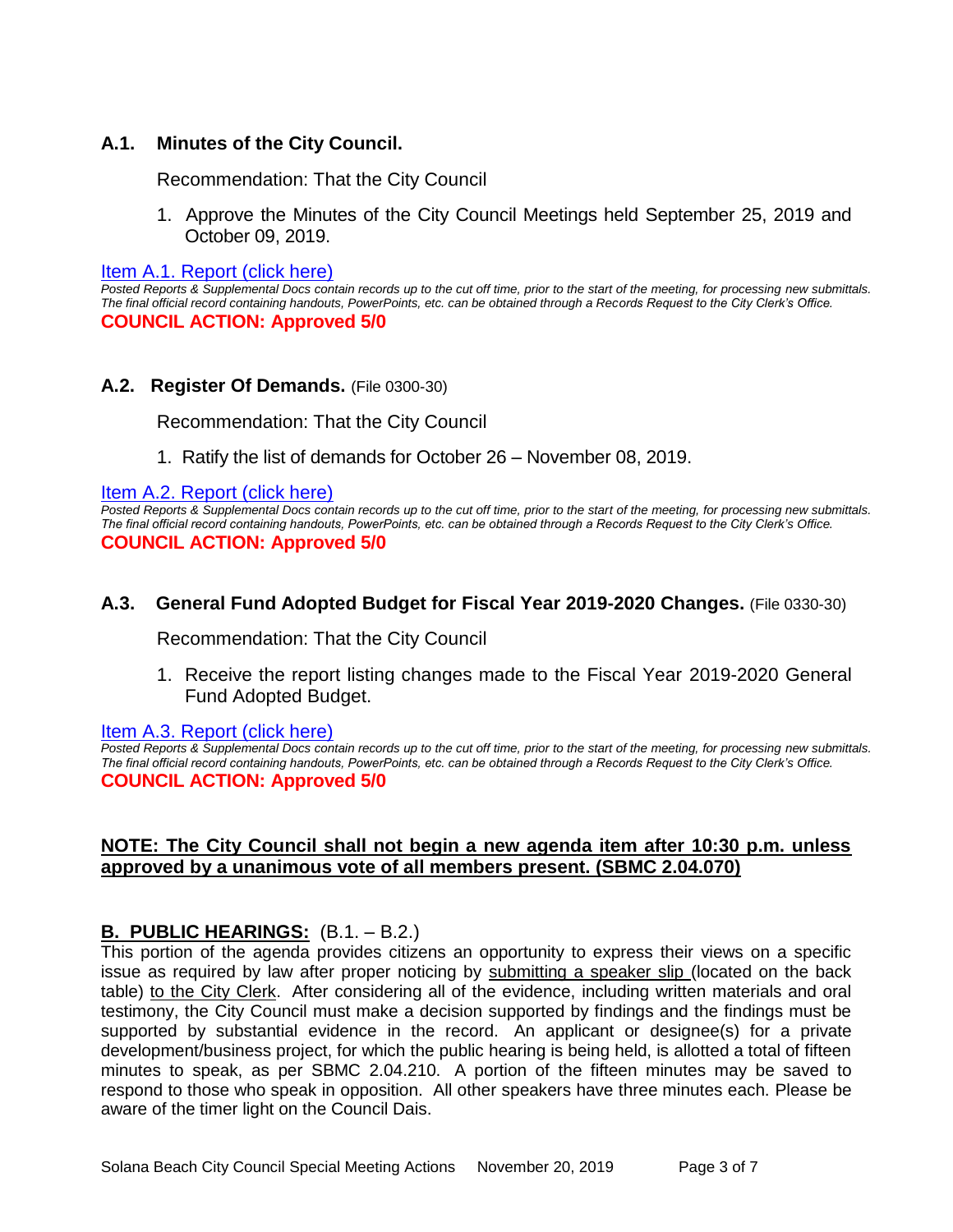### A.1. Minutes of the City Council.

Recommendation: That the City Council

1. Approve the Minutes of the City Council Meetings held September 25, 2019 and October 09, 2019.

Item A.1. Report (click here)

*Posted Reports & Supplemental Docs contain records up to the cut off time, prior to the start of the meeting, for processing new submittals. The final official record containing handouts, PowerPoints, etc. can be obtained through a Records Request to the City Clerk's Office.*

**COUNCIL ACTION: Approved 5/0**

### A.2. Register Of Demands. (File 0300-30)

Recommendation: That the City Council

1. Ratify the list of demands for October 26 – November 08, 2019.

Item A.2. Report (click here)

*Posted Reports & Supplemental Docs contain records up to the cut off time, prior to the start of the meeting, for processing new submittals. The final official record containing handouts, PowerPoints, etc. can be obtained through a Records Request to the City Clerk's Office.*

**COUNCIL ACTION: Approved 5/0**

### A.3. General Fund Adopted Budget for Fiscal Year 2019-2020 Changes. (File 0330-30)

Recommendation: That the City Council

1. Receive the report listing changes made to the Fiscal Year 2019-2020 General Fund Adopted Budget.

Item A.3. Report (click here)

*Posted Reports & Supplemental Docs contain records up to the cut off time, prior to the start of the meeting, for processing new submittals. The final official record containing handouts, PowerPoints, etc. can be obtained through a Records Request to the City Clerk's Office.*

**COUNCIL ACTION: Approved 5/0**

**NOTE: The City Council shall not begin a new agenda item after 10:30 p.m. unless approved by a unanimous vote of all members present. (SBMC 2.04.070)**

## B. PUBLIC HEARINGS: (B.1. – B.2.)

This portion of the agenda provides citizens an opportunity to express their views on a specific issue as required by law after proper noticing by submitting a speaker slip (located on the back table) to the City Clerk. After considering all of the evidence, including written materials and oral testimony, the City Council must make a decision supported by findings and the findings must be supported by substantial evidence in the record. An applicant or designee(s) for a private development/business project, for which the public hearing is being held, is allotted a total of fifteen minutes to speak, as per SBMC 2.04.210. A portion of the fifteen minutes may be saved to respond to those who speak in opposition. All other speakers have three minutes each. Please be aware of the timer light on the Council Dais.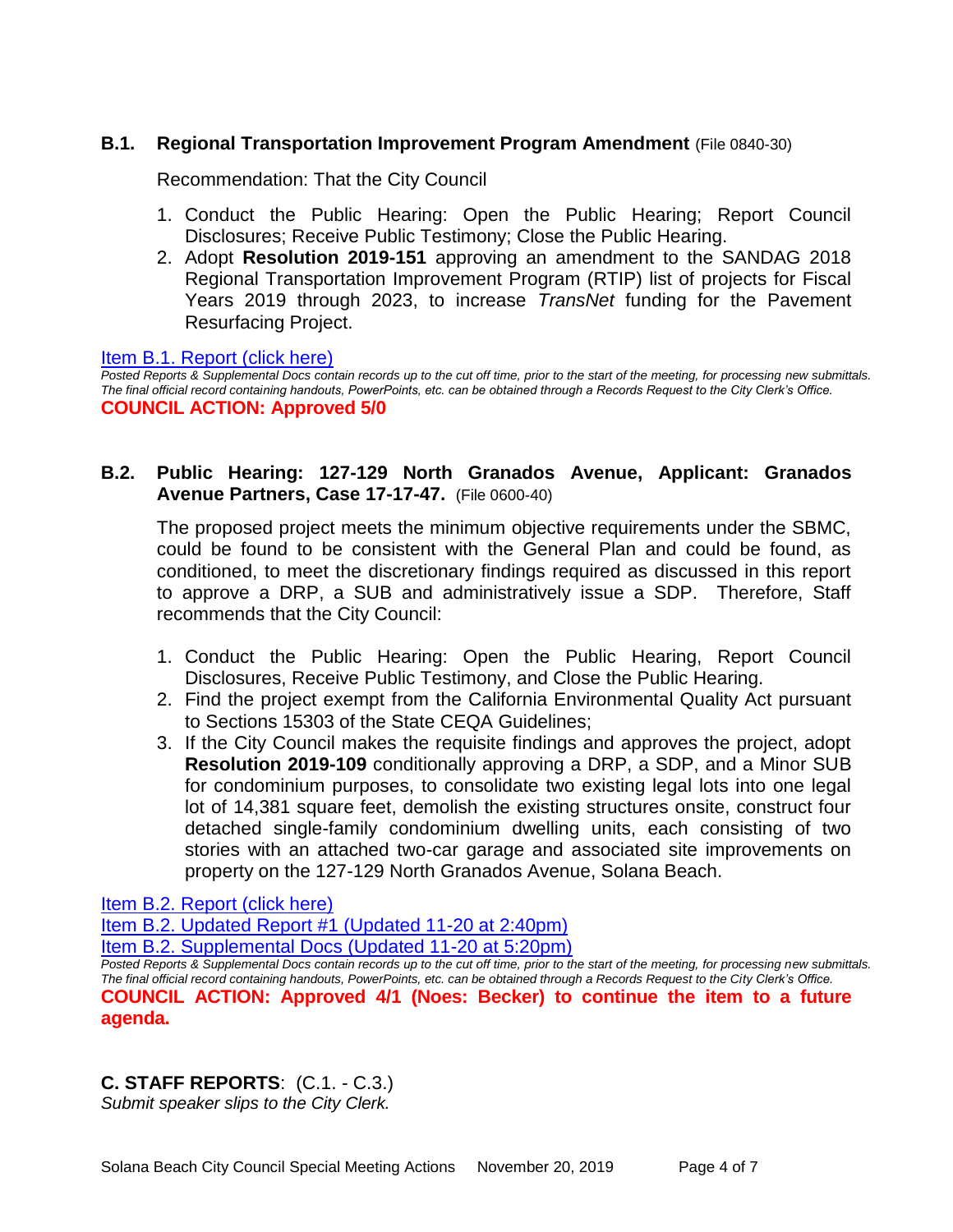### B.1. Regional Transportation Improvement Program Amendment (File 0840-30)

Recommendation: That the City Council

1. Conduct the Public Hearing: Open the Public Hearing; Report Council Disclosures; Receive Public Testimony; Close the Public Hearing.
2. Adopt **Resolution 2019-151** approving an amendment to the SANDAG 2018 Regional Transportation Improvement Program (RTIP) list of projects for Fiscal Years 2019 through 2023, to increase *TransNet* funding for the Pavement Resurfacing Project.

Item B.1. Report (click here)

*Posted Reports & Supplemental Docs contain records up to the cut off time, prior to the start of the meeting, for processing new submittals. The final official record containing handouts, PowerPoints, etc. can be obtained through a Records Request to the City Clerk's Office.*

**COUNCIL ACTION: Approved 5/0**

### B.2. Public Hearing: 127-129 North Granados Avenue, Applicant: Granados Avenue Partners, Case 17-17-47. (File 0600-40)

The proposed project meets the minimum objective requirements under the SBMC, could be found to be consistent with the General Plan and could be found, as conditioned, to meet the discretionary findings required as discussed in this report to approve a DRP, a SUB and administratively issue a SDP. Therefore, Staff recommends that the City Council:

1. Conduct the Public Hearing: Open the Public Hearing, Report Council Disclosures, Receive Public Testimony, and Close the Public Hearing.
2. Find the project exempt from the California Environmental Quality Act pursuant to Sections 15303 of the State CEQA Guidelines;
3. If the City Council makes the requisite findings and approves the project, adopt **Resolution 2019-109** conditionally approving a DRP, a SDP, and a Minor SUB for condominium purposes, to consolidate two existing legal lots into one legal lot of 14,381 square feet, demolish the existing structures onsite, construct four detached single-family condominium dwelling units, each consisting of two stories with an attached two-car garage and associated site improvements on property on the 127-129 North Granados Avenue, Solana Beach.

Item B.2. Report (click here)
Item B.2. Updated Report #1 (Updated 11-20 at 2:40pm)
Item B.2. Supplemental Docs (Updated 11-20 at 5:20pm)

*Posted Reports & Supplemental Docs contain records up to the cut off time, prior to the start of the meeting, for processing new submittals. The final official record containing handouts, PowerPoints, etc. can be obtained through a Records Request to the City Clerk's Office.*

**COUNCIL ACTION: Approved 4/1 (Noes: Becker) to continue the item to a future agenda.**

## C. STAFF REPORTS: (C.1. - C.3.)

*Submit speaker slips to the City Clerk.*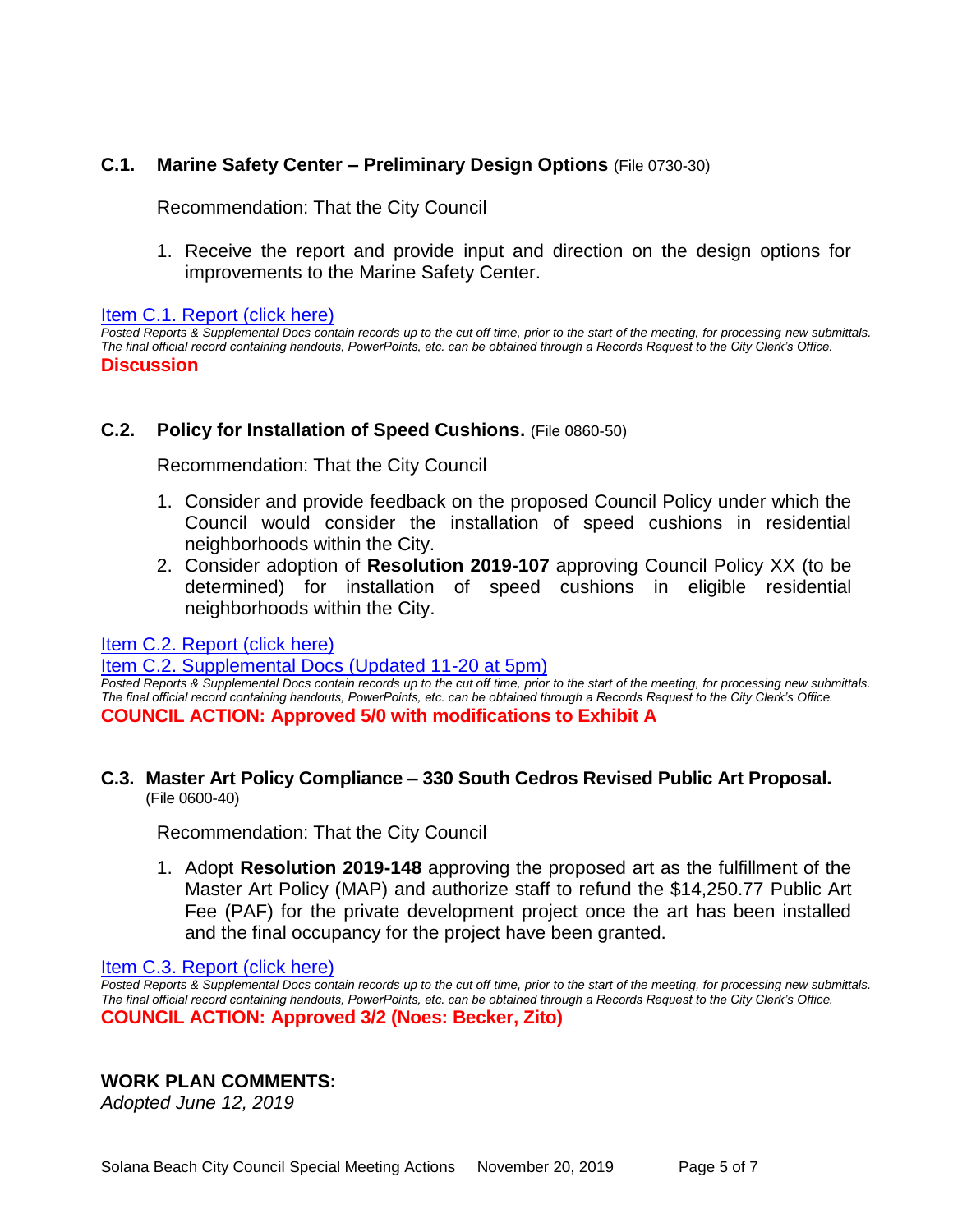### C.1. Marine Safety Center – Preliminary Design Options (File 0730-30)

Recommendation: That the City Council

1. Receive the report and provide input and direction on the design options for improvements to the Marine Safety Center.

[Item C.1. Report (click here)]

*Posted Reports & Supplemental Docs contain records up to the cut off time, prior to the start of the meeting, for processing new submittals. The final official record containing handouts, PowerPoints, etc. can be obtained through a Records Request to the City Clerk's Office.*

**Discussion**

### C.2. Policy for Installation of Speed Cushions. (File 0860-50)

Recommendation: That the City Council

1. Consider and provide feedback on the proposed Council Policy under which the Council would consider the installation of speed cushions in residential neighborhoods within the City.
2. Consider adoption of **Resolution 2019-107** approving Council Policy XX (to be determined) for installation of speed cushions in eligible residential neighborhoods within the City.

[Item C.2. Report (click here)]

[Item C.2. Supplemental Docs (Updated 11-20 at 5pm)]

*Posted Reports & Supplemental Docs contain records up to the cut off time, prior to the start of the meeting, for processing new submittals. The final official record containing handouts, PowerPoints, etc. can be obtained through a Records Request to the City Clerk's Office.*

**COUNCIL ACTION: Approved 5/0 with modifications to Exhibit A**

### C.3. Master Art Policy Compliance – 330 South Cedros Revised Public Art Proposal. (File 0600-40)

Recommendation: That the City Council

1. Adopt **Resolution 2019-148** approving the proposed art as the fulfillment of the Master Art Policy (MAP) and authorize staff to refund the $14,250.77 Public Art Fee (PAF) for the private development project once the art has been installed and the final occupancy for the project have been granted.

[Item C.3. Report (click here)]

*Posted Reports & Supplemental Docs contain records up to the cut off time, prior to the start of the meeting, for processing new submittals. The final official record containing handouts, PowerPoints, etc. can be obtained through a Records Request to the City Clerk's Office.*

**COUNCIL ACTION: Approved 3/2 (Noes: Becker, Zito)**

## WORK PLAN COMMENTS:

*Adopted June 12, 2019*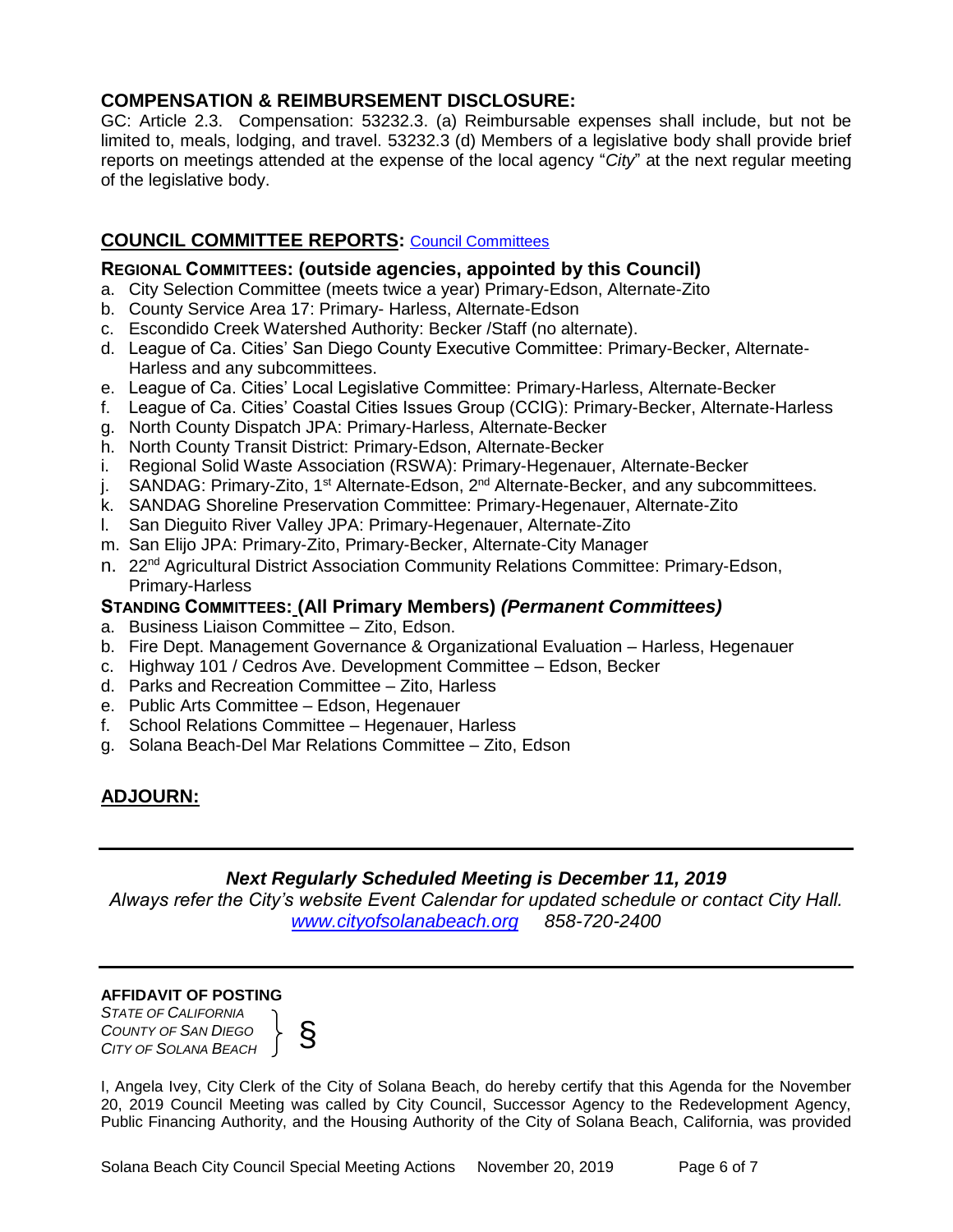## COMPENSATION & REIMBURSEMENT DISCLOSURE:

GC: Article 2.3. Compensation: 53232.3. (a) Reimbursable expenses shall include, but not be limited to, meals, lodging, and travel. 53232.3 (d) Members of a legislative body shall provide brief reports on meetings attended at the expense of the local agency "*City*" at the next regular meeting of the legislative body.

## COUNCIL COMMITTEE REPORTS: Council Committees

### REGIONAL COMMITTEES: (outside agencies, appointed by this Council)

a. City Selection Committee (meets twice a year) Primary-Edson, Alternate-Zito
b. County Service Area 17: Primary- Harless, Alternate-Edson
c. Escondido Creek Watershed Authority: Becker /Staff (no alternate).
d. League of Ca. Cities' San Diego County Executive Committee: Primary-Becker, Alternate-Harless and any subcommittees.
e. League of Ca. Cities' Local Legislative Committee: Primary-Harless, Alternate-Becker
f. League of Ca. Cities' Coastal Cities Issues Group (CCIG): Primary-Becker, Alternate-Harless
g. North County Dispatch JPA: Primary-Harless, Alternate-Becker
h. North County Transit District: Primary-Edson, Alternate-Becker
i. Regional Solid Waste Association (RSWA): Primary-Hegenauer, Alternate-Becker
j. SANDAG: Primary-Zito, 1st Alternate-Edson, 2nd Alternate-Becker, and any subcommittees.
k. SANDAG Shoreline Preservation Committee: Primary-Hegenauer, Alternate-Zito
l. San Dieguito River Valley JPA: Primary-Hegenauer, Alternate-Zito
m. San Elijo JPA: Primary-Zito, Primary-Becker, Alternate-City Manager
n. 22nd Agricultural District Association Community Relations Committee: Primary-Edson, Primary-Harless

### STANDING COMMITTEES: (All Primary Members) *(Permanent Committees)*

a. Business Liaison Committee – Zito, Edson.
b. Fire Dept. Management Governance & Organizational Evaluation – Harless, Hegenauer
c. Highway 101 / Cedros Ave. Development Committee – Edson, Becker
d. Parks and Recreation Committee – Zito, Harless
e. Public Arts Committee – Edson, Hegenauer
f. School Relations Committee – Hegenauer, Harless
g. Solana Beach-Del Mar Relations Committee – Zito, Edson

## ADJOURN:

---

***Next Regularly Scheduled Meeting is December 11, 2019***

*Always refer the City's website Event Calendar for updated schedule or contact City Hall.*
*www.cityofsolanabeach.org 858-720-2400*

---

**AFFIDAVIT OF POSTING**

*STATE OF CALIFORNIA*
*COUNTY OF SAN DIEGO* } §
*CITY OF SOLANA BEACH*

I, Angela Ivey, City Clerk of the City of Solana Beach, do hereby certify that this Agenda for the November 20, 2019 Council Meeting was called by City Council, Successor Agency to the Redevelopment Agency, Public Financing Authority, and the Housing Authority of the City of Solana Beach, California, was provided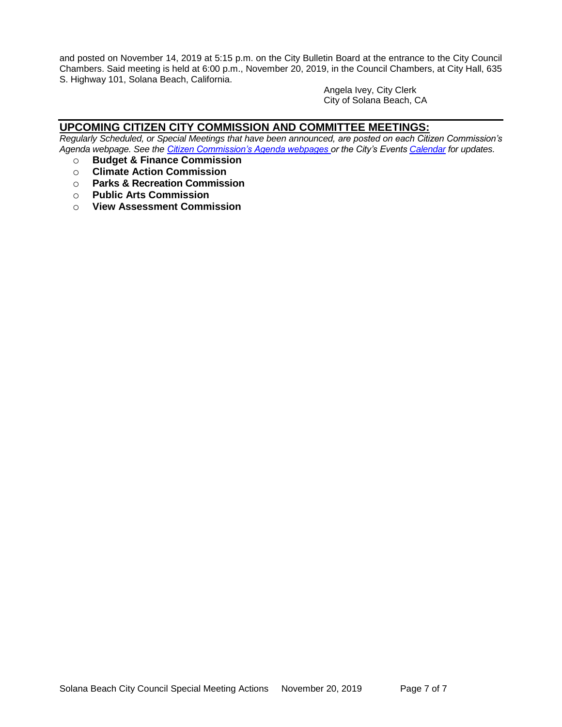and posted on November 14, 2019 at 5:15 p.m. on the City Bulletin Board at the entrance to the City Council Chambers. Said meeting is held at 6:00 p.m., November 20, 2019, in the Council Chambers, at City Hall, 635 S. Highway 101, Solana Beach, California.

Angela Ivey, City Clerk
City of Solana Beach, CA

## UPCOMING CITIZEN CITY COMMISSION AND COMMITTEE MEETINGS:

*Regularly Scheduled, or Special Meetings that have been announced, are posted on each Citizen Commission's Agenda webpage. See the Citizen Commission's Agenda webpages or the City's Events Calendar for updates.*

- **Budget & Finance Commission**
- **Climate Action Commission**
- **Parks & Recreation Commission**
- **Public Arts Commission**
- **View Assessment Commission**